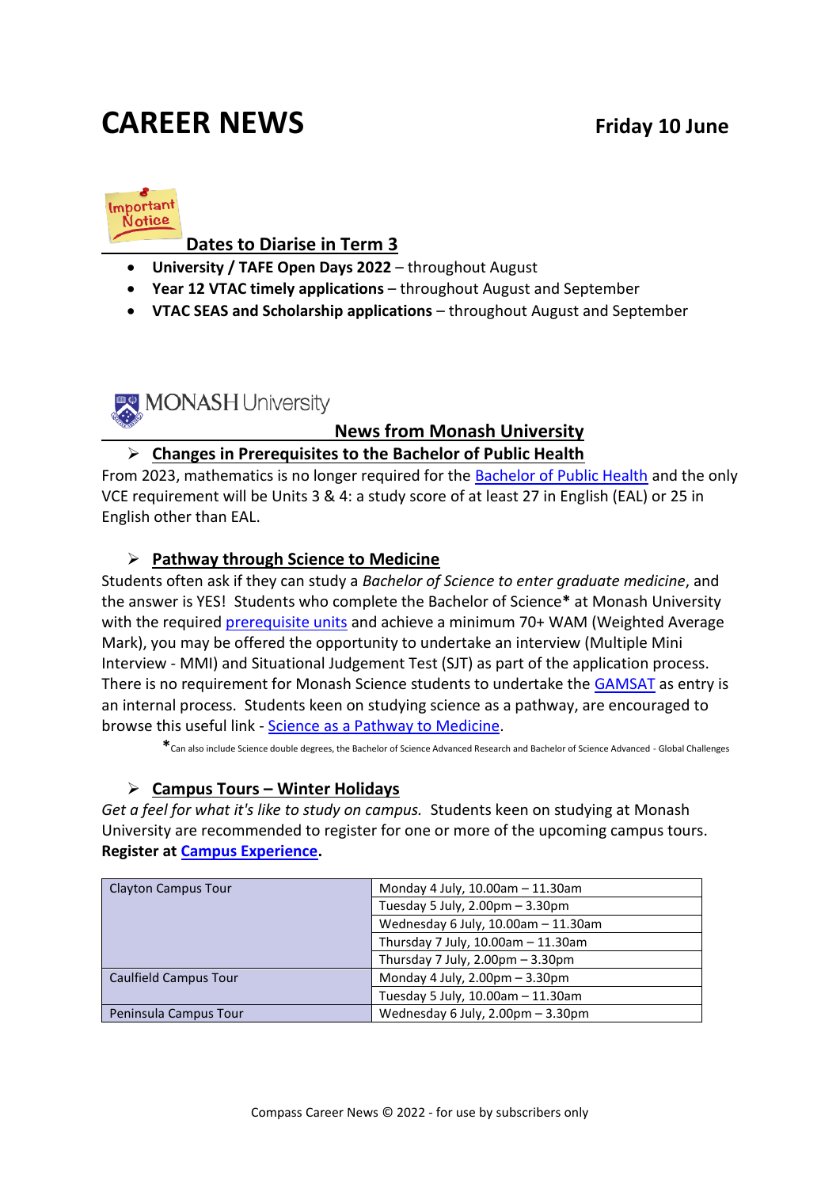# CAREER NEWS

**Friday 10 June**

## Dates to Diarise in Term 3

- **University / TAFE Open Days 2022** – throughout August
- **Year 12 VTAC timely applications** – throughout August and September
- **VTAC SEAS and Scholarship applications** – throughout August and September

MONASH University

## News from Monash University

### Changes in Prerequisites to the Bachelor of Public Health

From 2023, mathematics is no longer required for the Bachelor of Public Health and the only VCE requirement will be Units 3 & 4: a study score of at least 27 in English (EAL) or 25 in English other than EAL.

### Pathway through Science to Medicine

Students often ask if they can study a *Bachelor of Science to enter graduate medicine*, and the answer is YES! Students who complete the Bachelor of Science**\*** at Monash University with the required prerequisite units and achieve a minimum 70+ WAM (Weighted Average Mark), you may be offered the opportunity to undertake an interview (Multiple Mini Interview - MMI) and Situational Judgement Test (SJT) as part of the application process. There is no requirement for Monash Science students to undertake the GAMSAT as entry is an internal process. Students keen on studying science as a pathway, are encouraged to browse this useful link - Science as a Pathway to Medicine.

\*Can also include Science double degrees, the Bachelor of Science Advanced Research and Bachelor of Science Advanced - Global Challenges

### Campus Tours – Winter Holidays

*Get a feel for what it's like to study on campus.* Students keen on studying at Monash University are recommended to register for one or more of the upcoming campus tours. **Register at Campus Experience.**

| Campus Tour | Date and Time |
| --- | --- |
| Clayton Campus Tour | Monday 4 July, 10.00am – 11.30am |
| | Tuesday 5 July, 2.00pm – 3.30pm |
| | Wednesday 6 July, 10.00am – 11.30am |
| | Thursday 7 July, 10.00am – 11.30am |
| | Thursday 7 July, 2.00pm – 3.30pm |
| Caulfield Campus Tour | Monday 4 July, 2.00pm – 3.30pm |
| | Tuesday 5 July, 10.00am – 11.30am |
| Peninsula Campus Tour | Wednesday 6 July, 2.00pm – 3.30pm |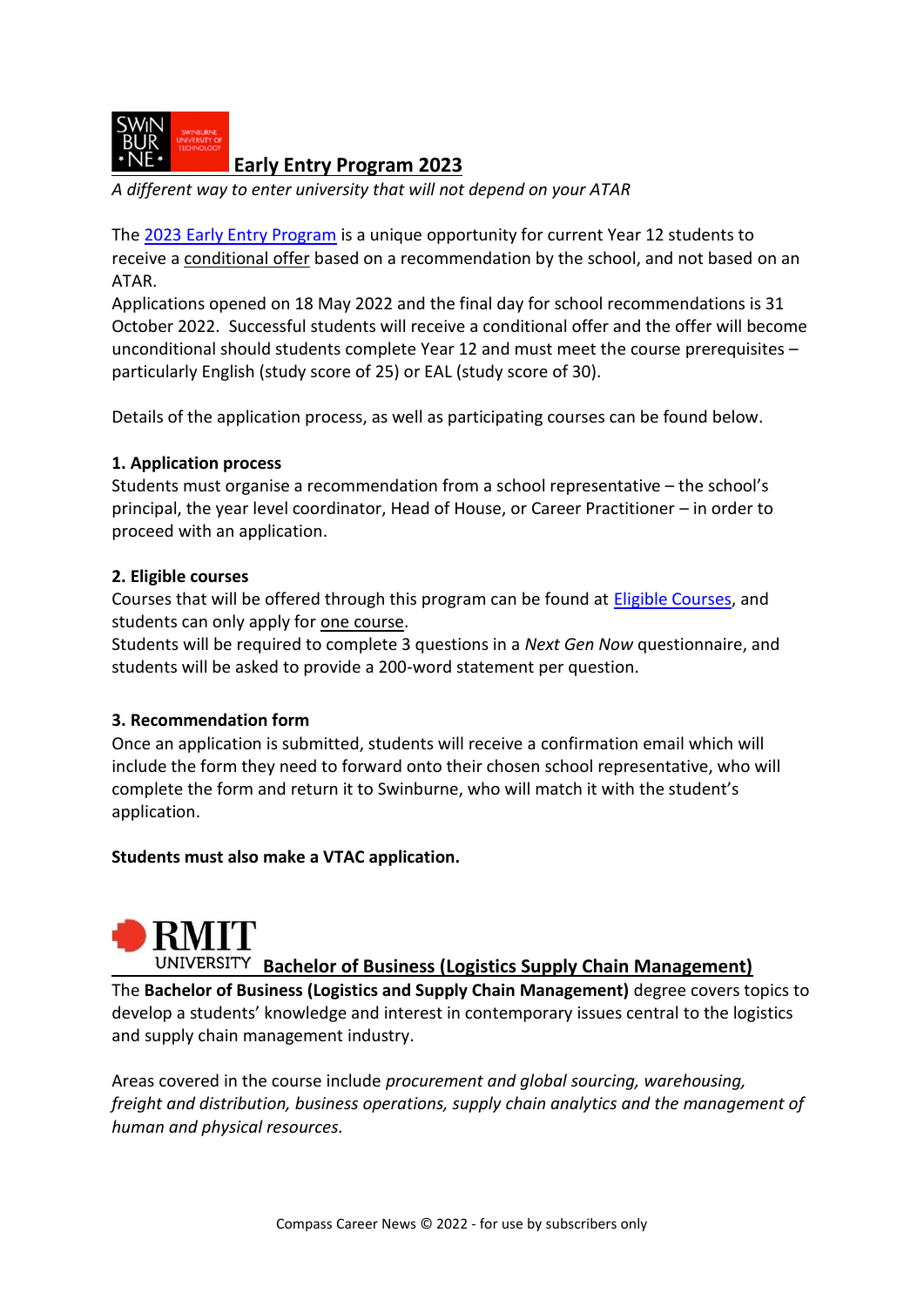## Early Entry Program 2023

*A different way to enter university that will not depend on your ATAR*

The 2023 Early Entry Program is a unique opportunity for current Year 12 students to receive a conditional offer based on a recommendation by the school, and not based on an ATAR.

Applications opened on 18 May 2022 and the final day for school recommendations is 31 October 2022. Successful students will receive a conditional offer and the offer will become unconditional should students complete Year 12 and must meet the course prerequisites – particularly English (study score of 25) or EAL (study score of 30).

Details of the application process, as well as participating courses can be found below.

**1. Application process**

Students must organise a recommendation from a school representative – the school's principal, the year level coordinator, Head of House, or Career Practitioner – in order to proceed with an application.

**2. Eligible courses**

Courses that will be offered through this program can be found at Eligible Courses, and students can only apply for one course.

Students will be required to complete 3 questions in a *Next Gen Now* questionnaire, and students will be asked to provide a 200-word statement per question.

**3. Recommendation form**

Once an application is submitted, students will receive a confirmation email which will include the form they need to forward onto their chosen school representative, who will complete the form and return it to Swinburne, who will match it with the student's application.

**Students must also make a VTAC application.**

## Bachelor of Business (Logistics Supply Chain Management)

The **Bachelor of Business (Logistics and Supply Chain Management)** degree covers topics to develop a students' knowledge and interest in contemporary issues central to the logistics and supply chain management industry.

Areas covered in the course include *procurement and global sourcing, warehousing, freight and distribution, business operations, supply chain analytics and the management of human and physical resources.*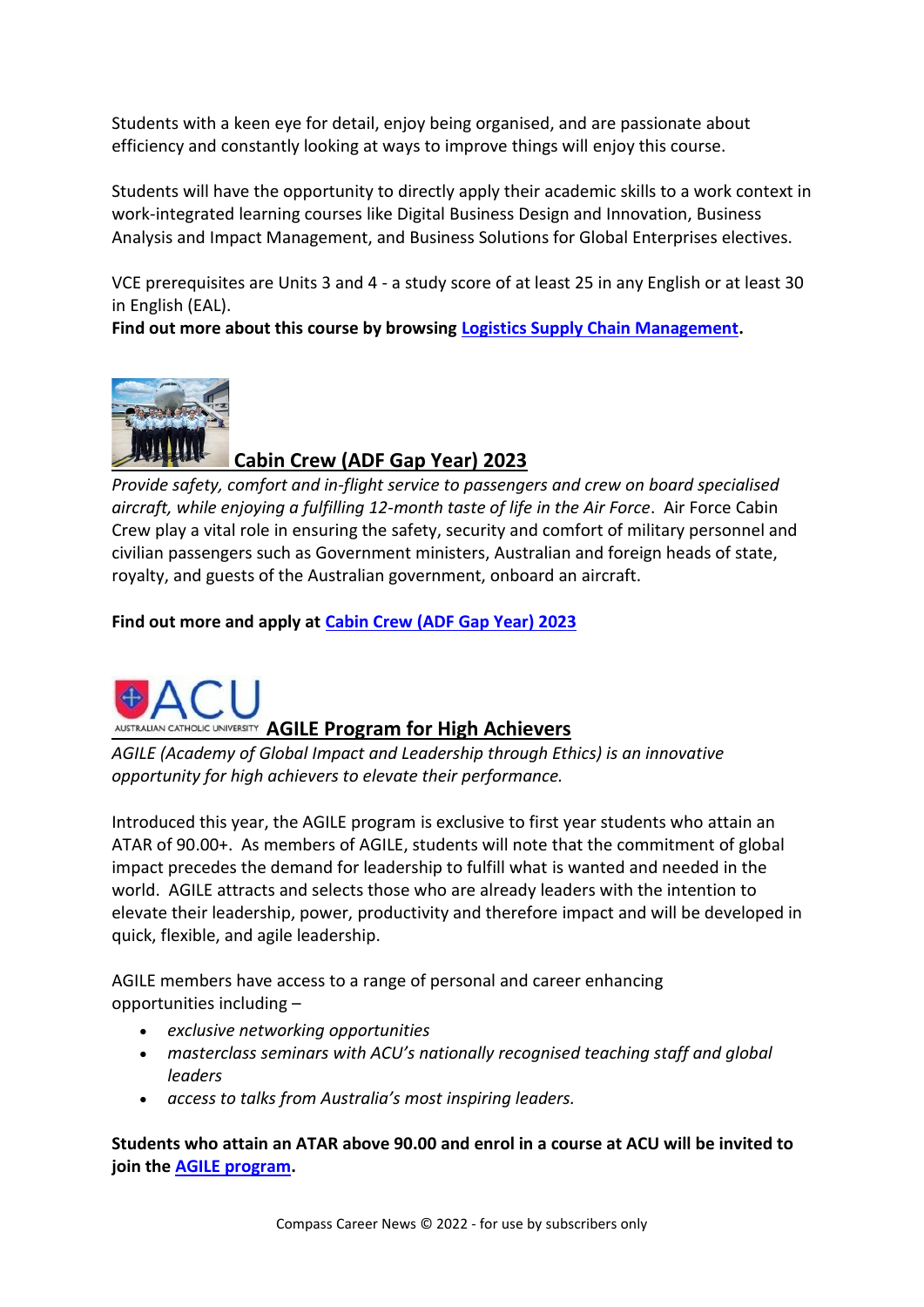Students with a keen eye for detail, enjoy being organised, and are passionate about efficiency and constantly looking at ways to improve things will enjoy this course.

Students will have the opportunity to directly apply their academic skills to a work context in work-integrated learning courses like Digital Business Design and Innovation, Business Analysis and Impact Management, and Business Solutions for Global Enterprises electives.

VCE prerequisites are Units 3 and 4 - a study score of at least 25 in any English or at least 30 in English (EAL).

**Find out more about this course by browsing Logistics Supply Chain Management.**

## Cabin Crew (ADF Gap Year) 2023

*Provide safety, comfort and in-flight service to passengers and crew on board specialised aircraft, while enjoying a fulfilling 12-month taste of life in the Air Force*. Air Force Cabin Crew play a vital role in ensuring the safety, security and comfort of military personnel and civilian passengers such as Government ministers, Australian and foreign heads of state, royalty, and guests of the Australian government, onboard an aircraft.

**Find out more and apply at Cabin Crew (ADF Gap Year) 2023**

## AGILE Program for High Achievers

*AGILE (Academy of Global Impact and Leadership through Ethics) is an innovative opportunity for high achievers to elevate their performance.*

Introduced this year, the AGILE program is exclusive to first year students who attain an ATAR of 90.00+. As members of AGILE, students will note that the commitment of global impact precedes the demand for leadership to fulfill what is wanted and needed in the world. AGILE attracts and selects those who are already leaders with the intention to elevate their leadership, power, productivity and therefore impact and will be developed in quick, flexible, and agile leadership.

AGILE members have access to a range of personal and career enhancing opportunities including –

- *exclusive networking opportunities*
- *masterclass seminars with ACU's nationally recognised teaching staff and global leaders*
- *access to talks from Australia's most inspiring leaders.*

**Students who attain an ATAR above 90.00 and enrol in a course at ACU will be invited to join the AGILE program.**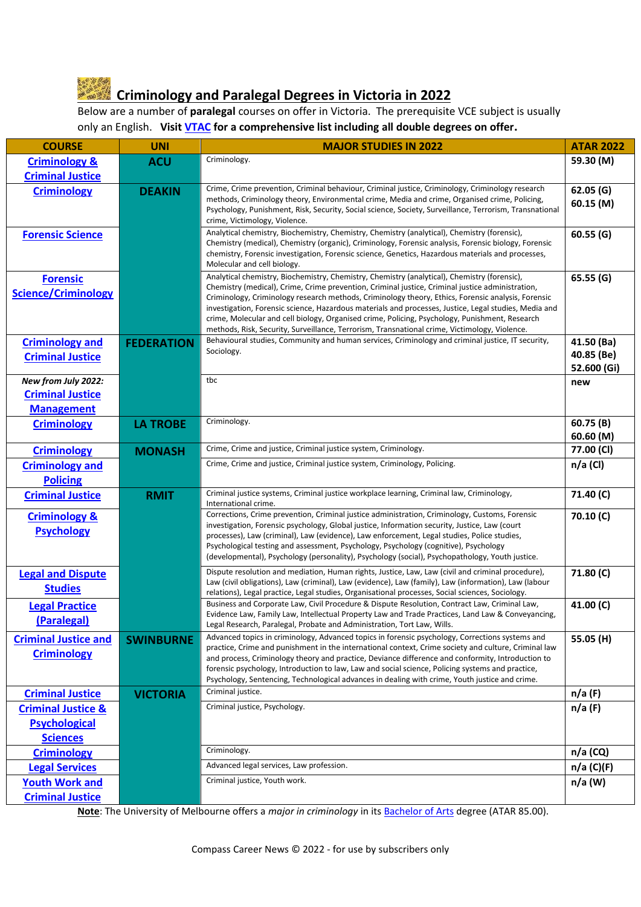## Criminology and Paralegal Degrees in Victoria in 2022

Below are a number of **paralegal** courses on offer in Victoria. The prerequisite VCE subject is usually only an English. **Visit VTAC for a comprehensive list including all double degrees on offer.**

| COURSE | UNI | MAJOR STUDIES IN 2022 | ATAR 2022 |
|---|---|---|---|
| Criminology & Criminal Justice | ACU | Criminology. | 59.30 (M) |
| Criminology | DEAKIN | Crime, Crime prevention, Criminal behaviour, Criminal justice, Criminology, Criminology research methods, Criminology theory, Environmental crime, Media and crime, Organised crime, Policing, Psychology, Punishment, Risk, Security, Social science, Society, Surveillance, Terrorism, Transnational crime, Victimology, Violence. | 62.05 (G) 60.15 (M) |
| Forensic Science | | Analytical chemistry, Biochemistry, Chemistry, Chemistry (analytical), Chemistry (forensic), Chemistry (medical), Chemistry (organic), Criminology, Forensic analysis, Forensic biology, Forensic chemistry, Forensic investigation, Forensic science, Genetics, Hazardous materials and processes, Molecular and cell biology. | 60.55 (G) |
| Forensic Science/Criminology | | Analytical chemistry, Biochemistry, Chemistry, Chemistry (analytical), Chemistry (forensic), Chemistry (medical), Crime, Crime prevention, Criminal justice, Criminal justice administration, Criminology, Criminology research methods, Criminology theory, Ethics, Forensic analysis, Forensic investigation, Forensic science, Hazardous materials and processes, Justice, Legal studies, Media and crime, Molecular and cell biology, Organised crime, Policing, Psychology, Punishment, Research methods, Risk, Security, Surveillance, Terrorism, Transnational crime, Victimology, Violence. | 65.55 (G) |
| Criminology and Criminal Justice | FEDERATION | Behavioural studies, Community and human services, Criminology and criminal justice, IT security, Sociology. | 41.50 (Ba) 40.85 (Be) 52.600 (Gi) |
| *New from July 2022:* Criminal Justice Management | | tbc | new |
| Criminology | LA TROBE | Criminology. | 60.75 (B) 60.60 (M) |
| Criminology | MONASH | Crime, Crime and justice, Criminal justice system, Criminology. | 77.00 (Cl) |
| Criminology and Policing | | Crime, Crime and justice, Criminal justice system, Criminology, Policing. | n/a (Cl) |
| Criminal Justice | RMIT | Criminal justice systems, Criminal justice workplace learning, Criminal law, Criminology, International crime. | 71.40 (C) |
| Criminology & Psychology | | Corrections, Crime prevention, Criminal justice administration, Criminology, Customs, Forensic investigation, Forensic psychology, Global justice, Information security, Justice, Law (court processes), Law (criminal), Law (evidence), Law enforcement, Legal studies, Police studies, Psychological testing and assessment, Psychology, Psychology (cognitive), Psychology (developmental), Psychology (personality), Psychology (social), Psychopathology, Youth justice. | 70.10 (C) |
| Legal and Dispute Studies | | Dispute resolution and mediation, Human rights, Justice, Law, Law (civil and criminal procedure), Law (civil obligations), Law (criminal), Law (evidence), Law (family), Law (information), Law (labour relations), Legal practice, Legal studies, Organisational processes, Social sciences, Sociology. | 71.80 (C) |
| Legal Practice (Paralegal) | | Business and Corporate Law, Civil Procedure & Dispute Resolution, Contract Law, Criminal Law, Evidence Law, Family Law, Intellectual Property Law and Trade Practices, Land Law & Conveyancing, Legal Research, Paralegal, Probate and Administration, Tort Law, Wills. | 41.00 (C) |
| Criminal Justice and Criminology | SWINBURNE | Advanced topics in criminology, Advanced topics in forensic psychology, Corrections systems and practice, Crime and punishment in the international context, Crime society and culture, Criminal law and process, Criminology theory and practice, Deviance difference and conformity, Introduction to forensic psychology, Introduction to law, Law and social science, Policing systems and practice, Psychology, Sentencing, Technological advances in dealing with crime, Youth justice and crime. | 55.05 (H) |
| Criminal Justice | VICTORIA | Criminal justice. | n/a (F) |
| Criminal Justice & Psychological Sciences | | Criminal justice, Psychology. | n/a (F) |
| Criminology | | Criminology. | n/a (CQ) |
| Legal Services | | Advanced legal services, Law profession. | n/a (C)(F) |
| Youth Work and Criminal Justice | | Criminal justice, Youth work. | n/a (W) |

**Note**: The University of Melbourne offers a *major in criminology* in its Bachelor of Arts degree (ATAR 85.00).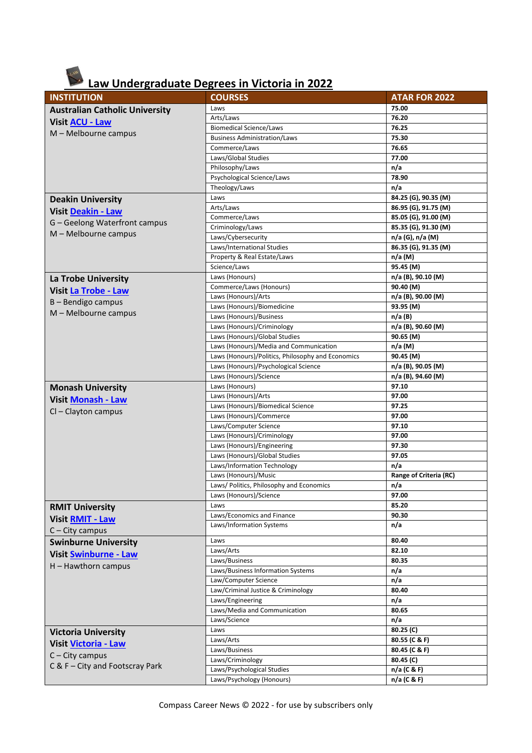# Law Undergraduate Degrees in Victoria in 2022

| INSTITUTION | COURSES | ATAR FOR 2022 |
|---|---|---|
| **Australian Catholic University** | Laws | **75.00** |
| **Visit ACU - Law** | Arts/Laws | **76.20** |
| M – Melbourne campus | Biomedical Science/Laws | **76.25** |
| | Business Administration/Laws | **75.30** |
| | Commerce/Laws | **76.65** |
| | Laws/Global Studies | **77.00** |
| | Philosophy/Laws | **n/a** |
| | Psychological Science/Laws | **78.90** |
| | Theology/Laws | **n/a** |
| **Deakin University** | Laws | **84.25 (G), 90.35 (M)** |
| **Visit Deakin - Law** | Arts/Laws | **86.95 (G), 91.75 (M)** |
| G – Geelong Waterfront campus | Commerce/Laws | **85.05 (G), 91.00 (M)** |
| M – Melbourne campus | Criminology/Laws | **85.35 (G), 91.30 (M)** |
| | Laws/Cybersecurity | **n/a (G), n/a (M)** |
| | Laws/International Studies | **86.35 (G), 91.35 (M)** |
| | Property & Real Estate/Laws | **n/a (M)** |
| | Science/Laws | **95.45 (M)** |
| **La Trobe University** | Laws (Honours) | **n/a (B), 90.10 (M)** |
| **Visit La Trobe - Law** | Commerce/Laws (Honours) | **90.40 (M)** |
| B – Bendigo campus | Laws (Honours)/Arts | **n/a (B), 90.00 (M)** |
| M – Melbourne campus | Laws (Honours)/Biomedicine | **93.95 (M)** |
| | Laws (Honours)/Business | **n/a (B)** |
| | Laws (Honours)/Criminology | **n/a (B), 90.60 (M)** |
| | Laws (Honours)/Global Studies | **90.65 (M)** |
| | Laws (Honours)/Media and Communication | **n/a (M)** |
| | Laws (Honours)/Politics, Philosophy and Economics | **90.45 (M)** |
| | Laws (Honours)/Psychological Science | **n/a (B), 90.05 (M)** |
| | Laws (Honours)/Science | **n/a (B), 94.60 (M)** |
| **Monash University** | Laws (Honours) | **97.10** |
| **Visit Monash - Law** | Laws (Honours)/Arts | **97.00** |
| Cl – Clayton campus | Laws (Honours)/Biomedical Science | **97.25** |
| | Laws (Honours)/Commerce | **97.00** |
| | Laws/Computer Science | **97.10** |
| | Laws (Honours)/Criminology | **97.00** |
| | Laws (Honours)/Engineering | **97.30** |
| | Laws (Honours)/Global Studies | **97.05** |
| | Laws/Information Technology | **n/a** |
| | Laws (Honours)/Music | **Range of Criteria (RC)** |
| | Laws/ Politics, Philosophy and Economics | **n/a** |
| | Laws (Honours)/Science | **97.00** |
| **RMIT University** | Laws | **85.20** |
| **Visit RMIT - Law** | Laws/Economics and Finance | **90.30** |
| C – City campus | Laws/Information Systems | **n/a** |
| **Swinburne University** | Laws | **80.40** |
| **Visit Swinburne - Law** | Laws/Arts | **82.10** |
| H – Hawthorn campus | Laws/Business | **80.35** |
| | Laws/Business Information Systems | **n/a** |
| | Law/Computer Science | **n/a** |
| | Law/Criminal Justice & Criminology | **80.40** |
| | Laws/Engineering | **n/a** |
| | Laws/Media and Communication | **80.65** |
| | Laws/Science | **n/a** |
| **Victoria University** | Laws | **80.25 (C)** |
| **Visit Victoria - Law** | Laws/Arts | **80.55 (C & F)** |
| C – City campus | Laws/Business | **80.45 (C & F)** |
| C & F – City and Footscray Park | Laws/Criminology | **80.45 (C)** |
| | Laws/Psychological Studies | **n/a (C & F)** |
| | Laws/Psychology (Honours) | **n/a (C & F)** |

Compass Career News © 2022 - for use by subscribers only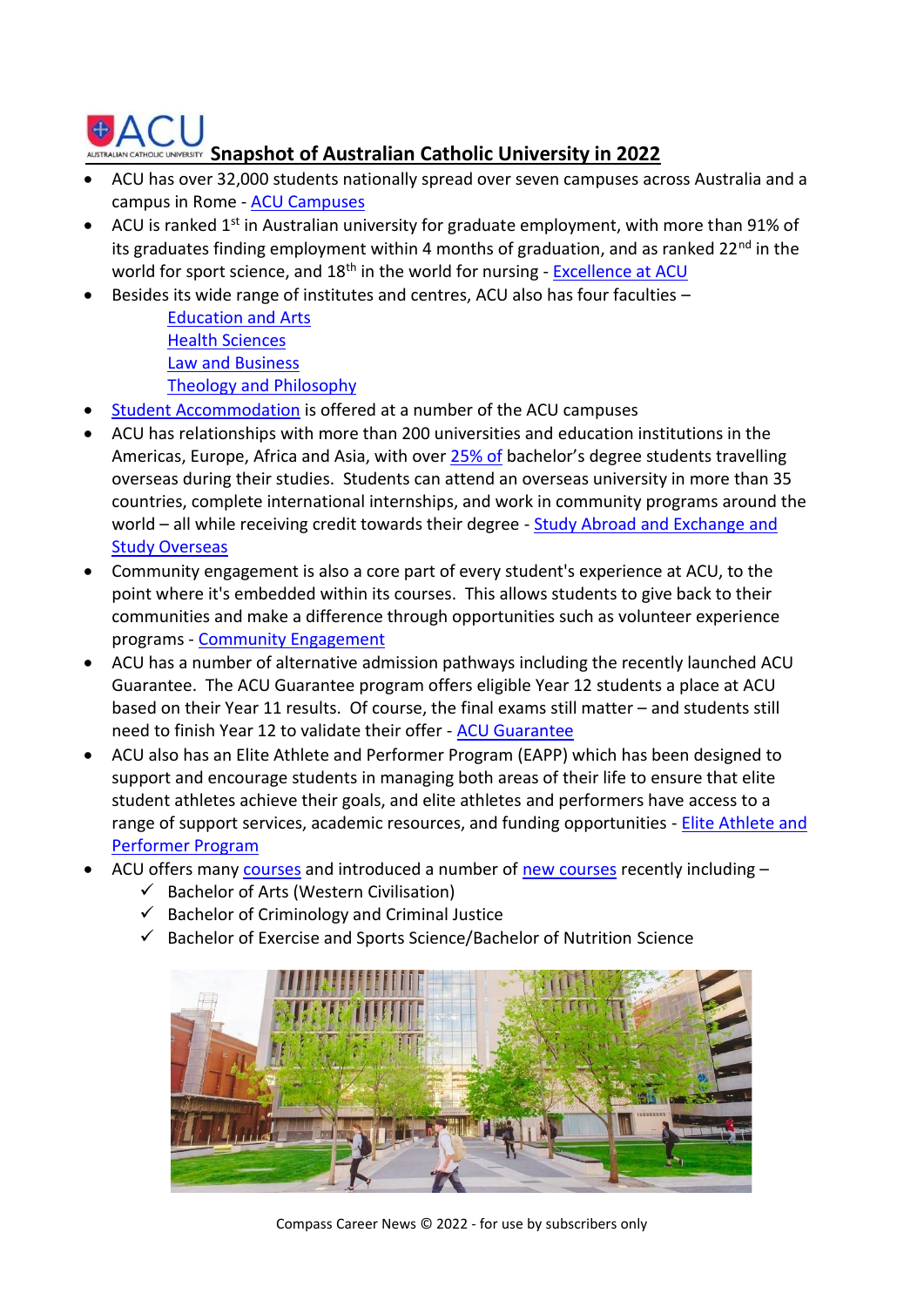# Snapshot of Australian Catholic University in 2022

- ACU has over 32,000 students nationally spread over seven campuses across Australia and a campus in Rome - ACU Campuses
- ACU is ranked 1st in Australian university for graduate employment, with more than 91% of its graduates finding employment within 4 months of graduation, and as ranked 22nd in the world for sport science, and 18th in the world for nursing - Excellence at ACU
- Besides its wide range of institutes and centres, ACU also has four faculties –
  - Education and Arts
  - Health Sciences
  - Law and Business
  - Theology and Philosophy
- Student Accommodation is offered at a number of the ACU campuses
- ACU has relationships with more than 200 universities and education institutions in the Americas, Europe, Africa and Asia, with over 25% of bachelor's degree students travelling overseas during their studies. Students can attend an overseas university in more than 35 countries, complete international internships, and work in community programs around the world – all while receiving credit towards their degree - Study Abroad and Exchange and Study Overseas
- Community engagement is also a core part of every student's experience at ACU, to the point where it's embedded within its courses. This allows students to give back to their communities and make a difference through opportunities such as volunteer experience programs - Community Engagement
- ACU has a number of alternative admission pathways including the recently launched ACU Guarantee. The ACU Guarantee program offers eligible Year 12 students a place at ACU based on their Year 11 results. Of course, the final exams still matter – and students still need to finish Year 12 to validate their offer - ACU Guarantee
- ACU also has an Elite Athlete and Performer Program (EAPP) which has been designed to support and encourage students in managing both areas of their life to ensure that elite student athletes achieve their goals, and elite athletes and performers have access to a range of support services, academic resources, and funding opportunities - Elite Athlete and Performer Program
- ACU offers many courses and introduced a number of new courses recently including –
  - ✓ Bachelor of Arts (Western Civilisation)
  - ✓ Bachelor of Criminology and Criminal Justice
  - ✓ Bachelor of Exercise and Sports Science/Bachelor of Nutrition Science

Compass Career News © 2022 - for use by subscribers only